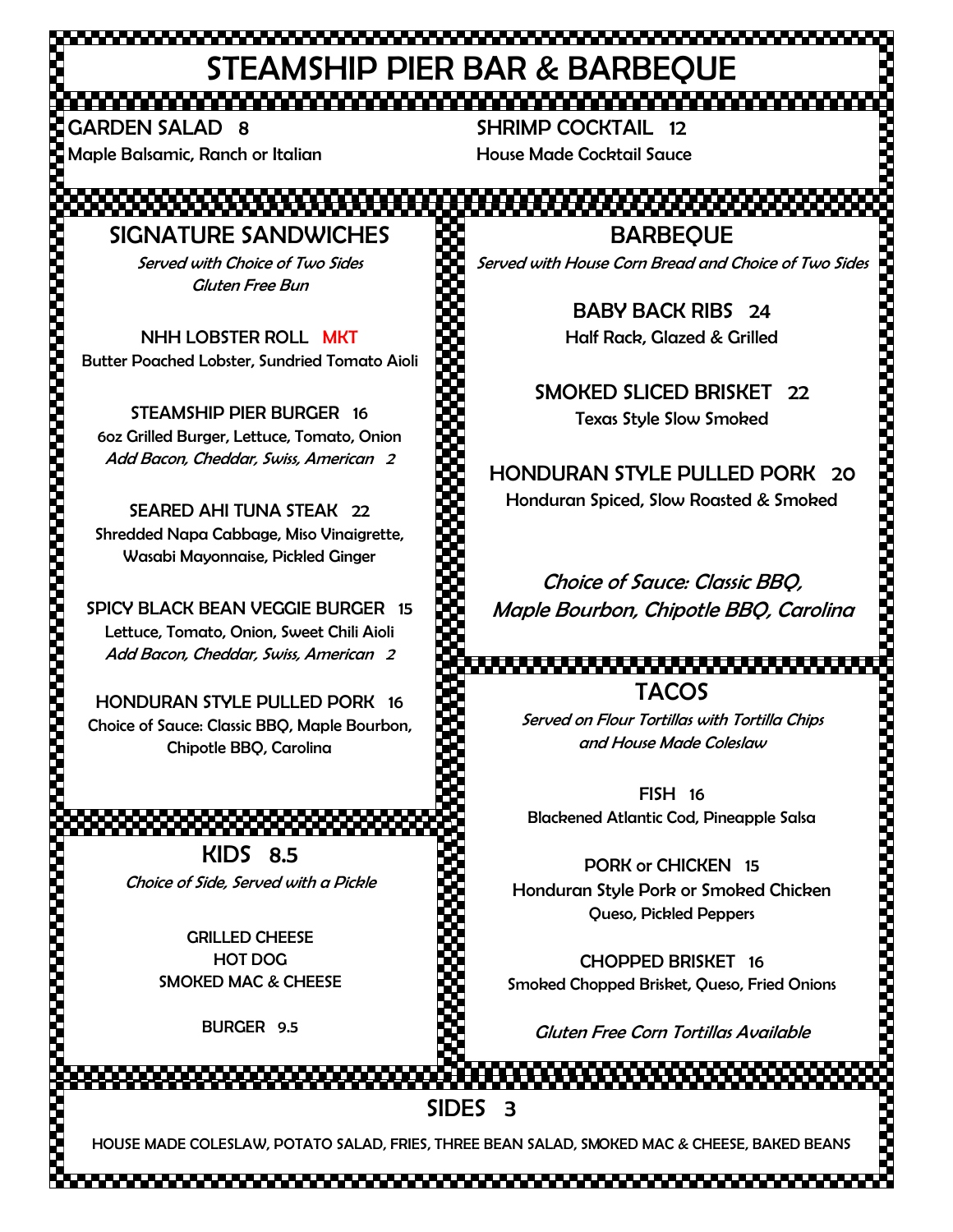# STEAMSHIP PIER BAR & BARBEQUE

**GARDEN SALAD 8**
Maple Balsamic, Ranch or Italian

**SHRIMP COCKTAIL 12**
House Made Cocktail Sauce

## SIGNATURE SANDWICHES

*Served with Choice of Two Sides*
*Gluten Free Bun*

**NHH LOBSTER ROLL MKT**
Butter Poached Lobster, Sundried Tomato Aioli

**STEAMSHIP PIER BURGER 16**
6oz Grilled Burger, Lettuce, Tomato, Onion
*Add Bacon, Cheddar, Swiss, American 2*

**SEARED AHI TUNA STEAK 22**
Shredded Napa Cabbage, Miso Vinaigrette, Wasabi Mayonnaise, Pickled Ginger

**SPICY BLACK BEAN VEGGIE BURGER 15**
Lettuce, Tomato, Onion, Sweet Chili Aioli
*Add Bacon, Cheddar, Swiss, American 2*

**HONDURAN STYLE PULLED PORK 16**
Choice of Sauce: Classic BBQ, Maple Bourbon, Chipotle BBQ, Carolina

## KIDS 8.5

*Choice of Side, Served with a Pickle*

GRILLED CHEESE
HOT DOG
SMOKED MAC & CHEESE

BURGER 9.5

## BARBEQUE

*Served with House Corn Bread and Choice of Two Sides*

**BABY BACK RIBS 24**
Half Rack, Glazed & Grilled

**SMOKED SLICED BRISKET 22**
Texas Style Slow Smoked

**HONDURAN STYLE PULLED PORK 20**
Honduran Spiced, Slow Roasted & Smoked

*Choice of Sauce: Classic BBQ, Maple Bourbon, Chipotle BBQ, Carolina*

## TACOS

*Served on Flour Tortillas with Tortilla Chips and House Made Coleslaw*

**FISH 16**
Blackened Atlantic Cod, Pineapple Salsa

**PORK or CHICKEN 15**
Honduran Style Pork or Smoked Chicken
Queso, Pickled Peppers

**CHOPPED BRISKET 16**
Smoked Chopped Brisket, Queso, Fried Onions

*Gluten Free Corn Tortillas Available*

## SIDES 3

HOUSE MADE COLESLAW, POTATO SALAD, FRIES, THREE BEAN SALAD, SMOKED MAC & CHEESE, BAKED BEANS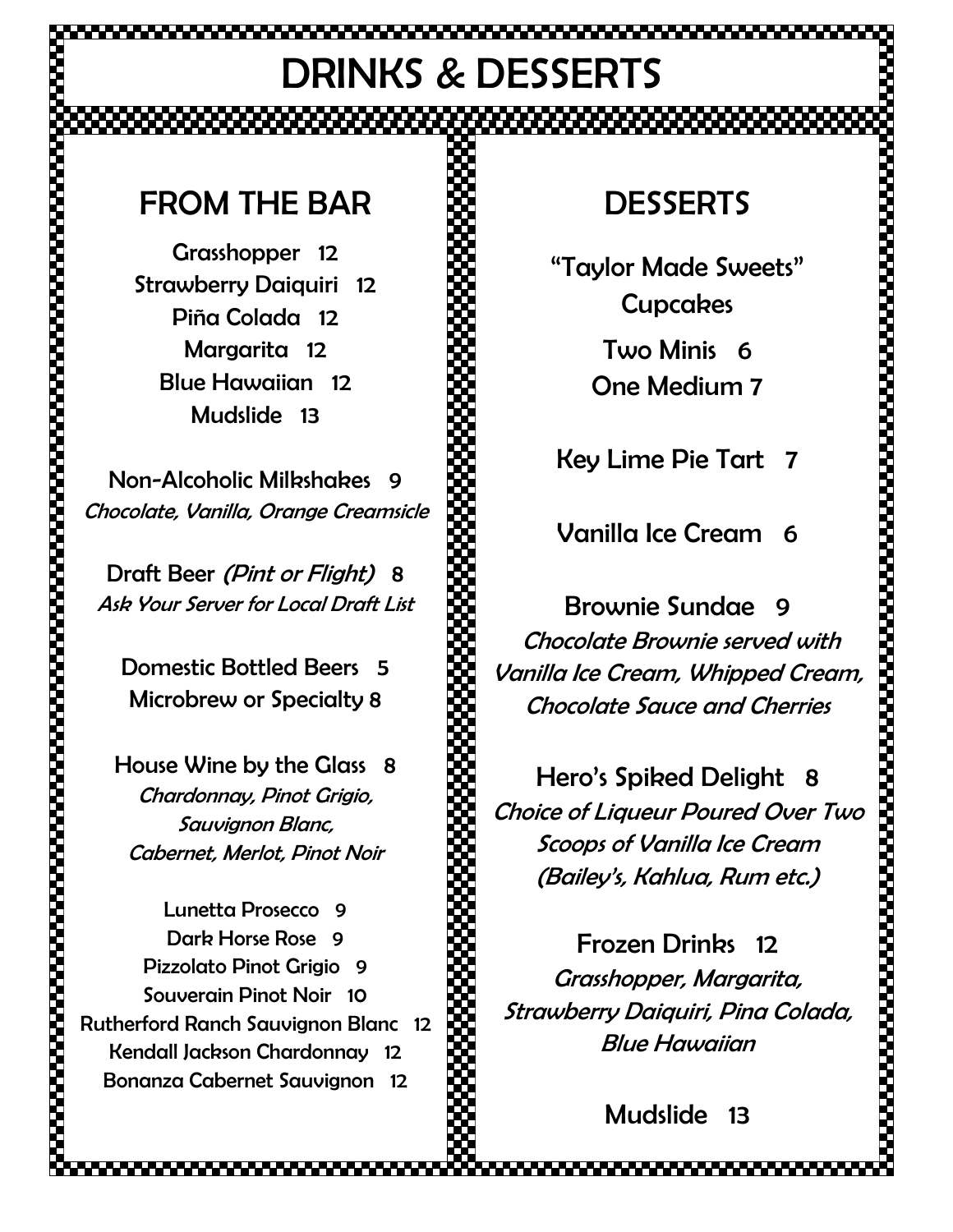# DRINKS & DESSERTS

## FROM THE BAR

Grasshopper 12
Strawberry Daiquiri 12
Piña Colada 12
Margarita 12
Blue Hawaiian 12
Mudslide 13

Non-Alcoholic Milkshakes 9
*Chocolate, Vanilla, Orange Creamsicle*

Draft Beer *(Pint or Flight)* 8
*Ask Your Server for Local Draft List*

Domestic Bottled Beers 5
Microbrew or Specialty 8

House Wine by the Glass 8
*Chardonnay, Pinot Grigio, Sauvignon Blanc, Cabernet, Merlot, Pinot Noir*

Lunetta Prosecco 9
Dark Horse Rose 9
Pizzolato Pinot Grigio 9
Souverain Pinot Noir 10
Rutherford Ranch Sauvignon Blanc 12
Kendall Jackson Chardonnay 12
Bonanza Cabernet Sauvignon 12

## DESSERTS

"Taylor Made Sweets" Cupcakes

Two Minis 6
One Medium 7

Key Lime Pie Tart 7

Vanilla Ice Cream 6

Brownie Sundae 9
*Chocolate Brownie served with Vanilla Ice Cream, Whipped Cream, Chocolate Sauce and Cherries*

Hero's Spiked Delight 8
*Choice of Liqueur Poured Over Two Scoops of Vanilla Ice Cream (Bailey's, Kahlua, Rum etc.)*

Frozen Drinks 12
*Grasshopper, Margarita, Strawberry Daiquiri, Pina Colada, Blue Hawaiian*

Mudslide 13